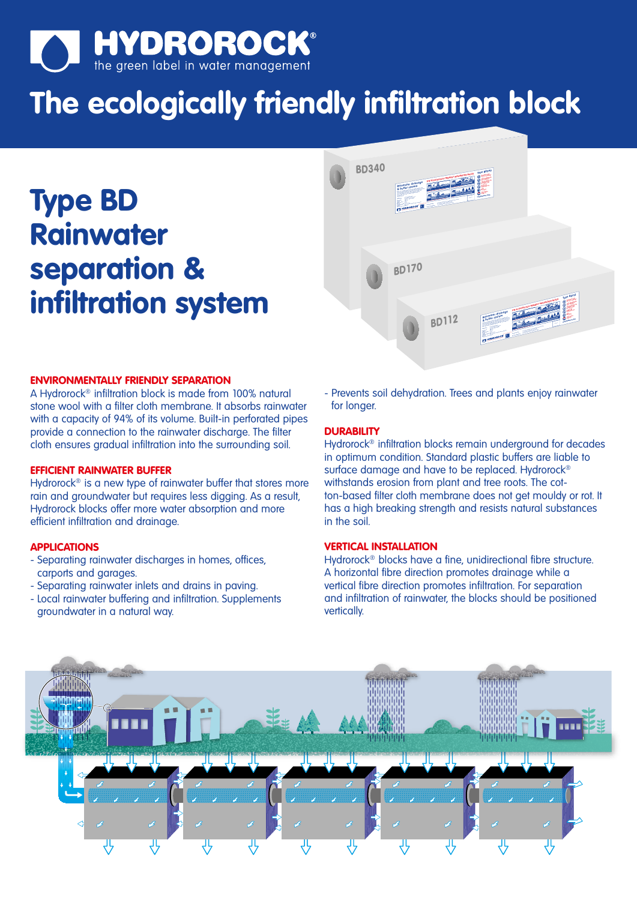# HYDROROCK®

the green label in water management

# The ecologically friendly infiltration block

## Type BD Rainwater separation & infiltration system

### ENVIRONMENTALLY FRIENDLY SEPARATION

A Hydrorock® infiltration block is made from 100% natural stone wool with a filter cloth membrane. It absorbs rainwater with a capacity of 94% of its volume. Built-in perforated pipes provide a connection to the rainwater discharge. The filter cloth ensures gradual infiltration into the surrounding soil.

### EFFICIENT RAINWATER BUFFER

Hydrorock® is a new type of rainwater buffer that stores more rain and groundwater but requires less digging. As a result, Hydrorock blocks offer more water absorption and more efficient infiltration and drainage.

### APPLICATIONS

- Separating rainwater discharges in homes, offices, carports and garages.
- Separating rainwater inlets and drains in paving.
- Local rainwater buffering and infiltration. Supplements groundwater in a natural way.
- Prevents soil dehydration. Trees and plants enjoy rainwater for longer.

### DURABILITY

Hydrorock® infiltration blocks remain underground for decades in optimum condition. Standard plastic buffers are liable to surface damage and have to be replaced. Hydrorock® withstands erosion from plant and tree roots. The cotton-based filter cloth membrane does not get mouldy or rot. It has a high breaking strength and resists natural substances in the soil.

### VERTICAL INSTALLATION

Hydrorock® blocks have a fine, unidirectional fibre structure. A horizontal fibre direction promotes drainage while a vertical fibre direction promotes infiltration. For separation and infiltration of rainwater, the blocks should be positioned vertically.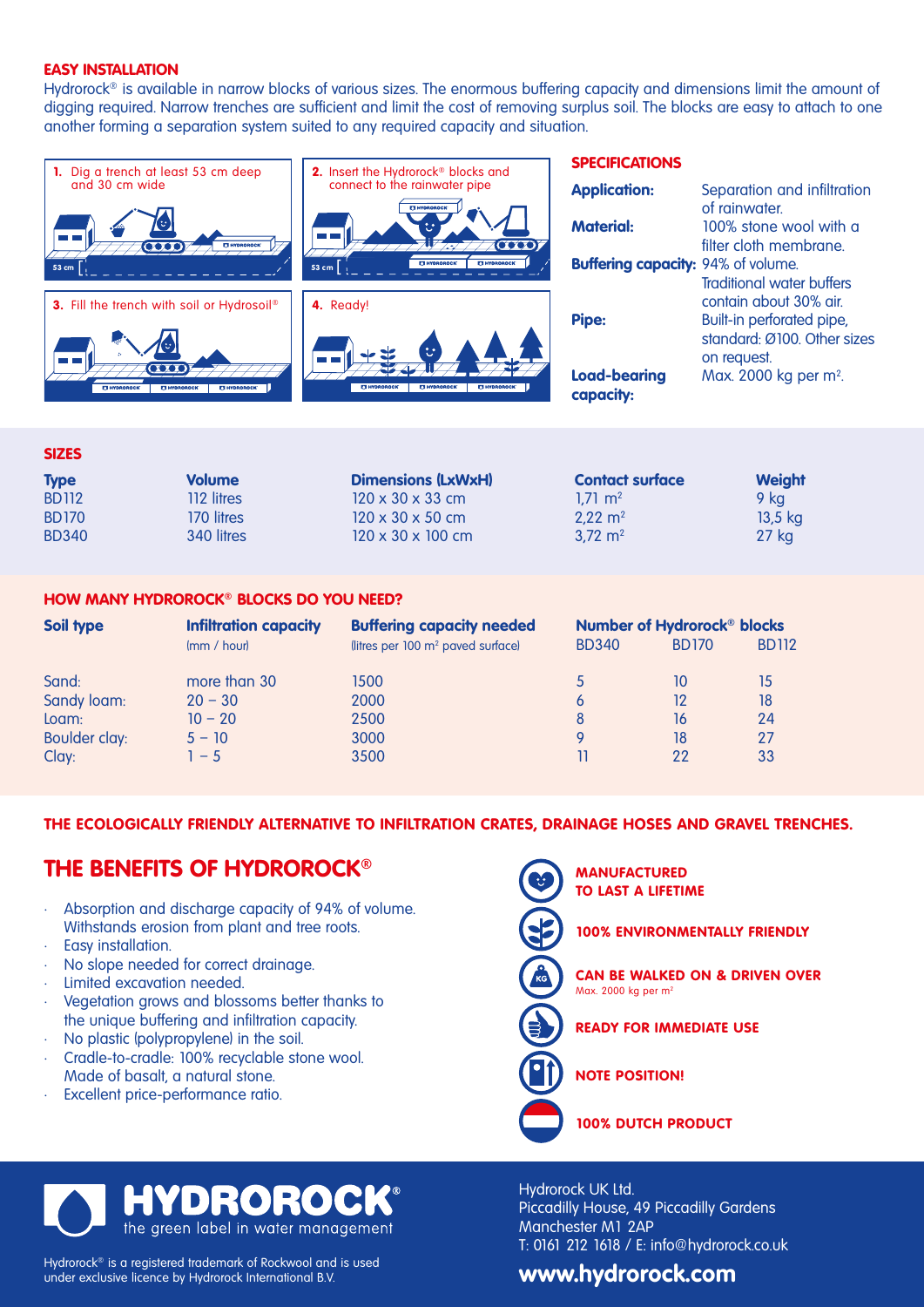## EASY INSTALLATION

Hydrorock® is available in narrow blocks of various sizes. The enormous buffering capacity and dimensions limit the amount of digging required. Narrow trenches are sufficient and limit the cost of removing surplus soil. The blocks are easy to attach to one another forming a separation system suited to any required capacity and situation.

1. Dig a trench at least 53 cm deep and 30 cm wide
2. Insert the Hydrorock® blocks and connect to the rainwater pipe
3. Fill the trench with soil or Hydrosoil®
4. Ready!

## SPECIFICATIONS

**Application:** Separation and infiltration of rainwater.

**Material:** 100% stone wool with a filter cloth membrane.

**Buffering capacity:** 94% of volume. Traditional water buffers contain about 30% air.

**Pipe:** Built-in perforated pipe, standard: Ø100. Other sizes on request.

**Load-bearing capacity:** Max. 2000 kg per m².

## SIZES

| Type | Volume | Dimensions (LxWxH) | Contact surface | Weight |
|---|---|---|---|---|
| BD112 | 112 litres | 120 x 30 x 33 cm | 1,71 m² | 9 kg |
| BD170 | 170 litres | 120 x 30 x 50 cm | 2,22 m² | 13,5 kg |
| BD340 | 340 litres | 120 x 30 x 100 cm | 3,72 m² | 27 kg |

## HOW MANY HYDROROCK® BLOCKS DO YOU NEED?

| Soil type | Infiltration capacity (mm / hour) | Buffering capacity needed (litres per 100 m² paved surface) | Number of Hydrorock® blocks | | |
|---|---|---|---|---|---|
| | | | BD340 | BD170 | BD112 |
| Sand: | more than 30 | 1500 | 5 | 10 | 15 |
| Sandy loam: | 20 – 30 | 2000 | 6 | 12 | 18 |
| Loam: | 10 – 20 | 2500 | 8 | 16 | 24 |
| Boulder clay: | 5 – 10 | 3000 | 9 | 18 | 27 |
| Clay: | 1 – 5 | 3500 | 11 | 22 | 33 |

**THE ECOLOGICALLY FRIENDLY ALTERNATIVE TO INFILTRATION CRATES, DRAINAGE HOSES AND GRAVEL TRENCHES.**

## THE BENEFITS OF HYDROROCK®

- Absorption and discharge capacity of 94% of volume. Withstands erosion from plant and tree roots.
- Easy installation.
- No slope needed for correct drainage.
- Limited excavation needed.
- Vegetation grows and blossoms better thanks to the unique buffering and infiltration capacity.
- No plastic (polypropylene) in the soil.
- Cradle-to-cradle: 100% recyclable stone wool. Made of basalt, a natural stone.
- Excellent price-performance ratio.

**MANUFACTURED TO LAST A LIFETIME**

**100% ENVIRONMENTALLY FRIENDLY**

**CAN BE WALKED ON & DRIVEN OVER**
Max. 2000 kg per m²

**READY FOR IMMEDIATE USE**

**NOTE POSITION!**

**100% DUTCH PRODUCT**

**HYDROROCK®**
the green label in water management

Hydrorock® is a registered trademark of Rockwool and is used under exclusive licence by Hydrorock International B.V.

Hydrorock UK Ltd.
Piccadilly House, 49 Piccadilly Gardens
Manchester M1 2AP
T: 0161 212 1618 / E: info@hydrorock.co.uk

**www.hydrorock.com**